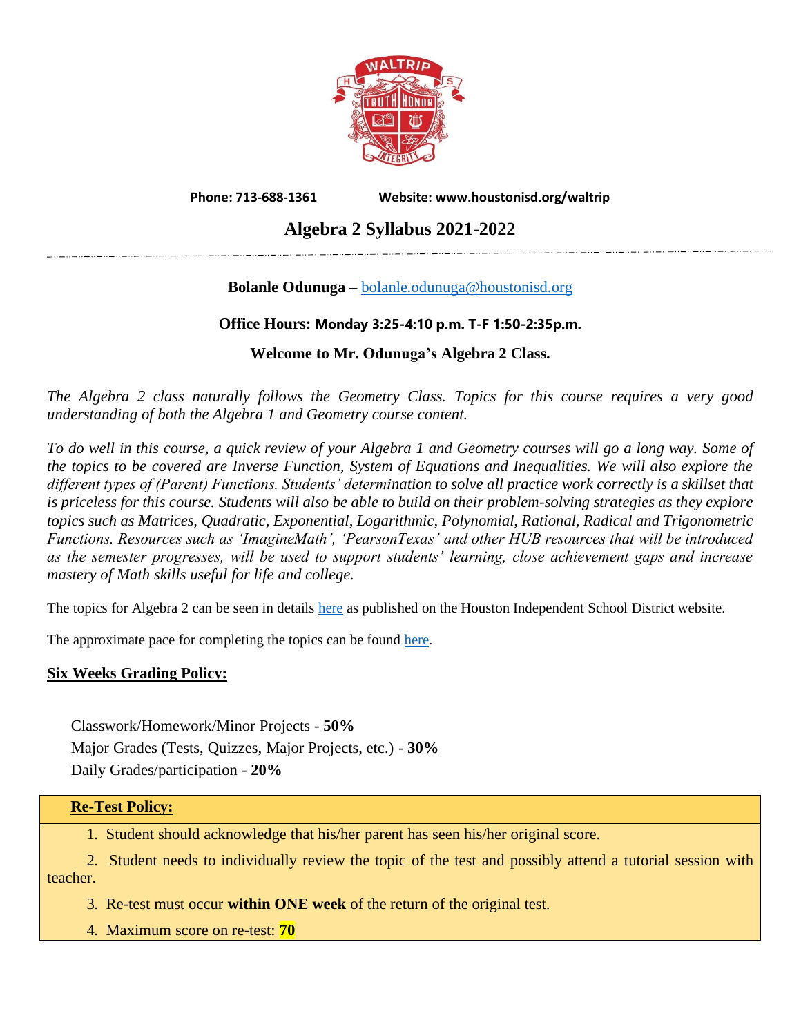Phone: 713-688-1361 Website: www.houstonisd.org/waltrip

# Algebra 2 Syllabus 2021-2022

**Bolanle Odunuga –** bolanle.odunuga@houstonisd.org

**Office Hours: Monday 3:25-4:10 p.m. T-F 1:50-2:35p.m.**

**Welcome to Mr. Odunuga's Algebra 2 Class.**

*The Algebra 2 class naturally follows the Geometry Class. Topics for this course requires a very good understanding of both the Algebra 1 and Geometry course content.*

*To do well in this course, a quick review of your Algebra 1 and Geometry courses will go a long way. Some of the topics to be covered are Inverse Function, System of Equations and Inequalities. We will also explore the different types of (Parent) Functions. Students' determination to solve all practice work correctly is a skillset that is priceless for this course. Students will also be able to build on their problem-solving strategies as they explore topics such as Matrices, Quadratic, Exponential, Logarithmic, Polynomial, Rational, Radical and Trigonometric Functions. Resources such as 'ImagineMath', 'PearsonTexas' and other HUB resources that will be introduced as the semester progresses, will be used to support students' learning, close achievement gaps and increase mastery of Math skills useful for life and college.*

The topics for Algebra 2 can be seen in details here as published on the Houston Independent School District website.

The approximate pace for completing the topics can be found here.

## Six Weeks Grading Policy:

Classwork/Homework/Minor Projects - **50%**
Major Grades (Tests, Quizzes, Major Projects, etc.) - **30%**
Daily Grades/participation - **20%**

## Re-Test Policy:

1. Student should acknowledge that his/her parent has seen his/her original score.
2. Student needs to individually review the topic of the test and possibly attend a tutorial session with teacher.
3. Re-test must occur **within ONE week** of the return of the original test.
4. Maximum score on re-test: **70**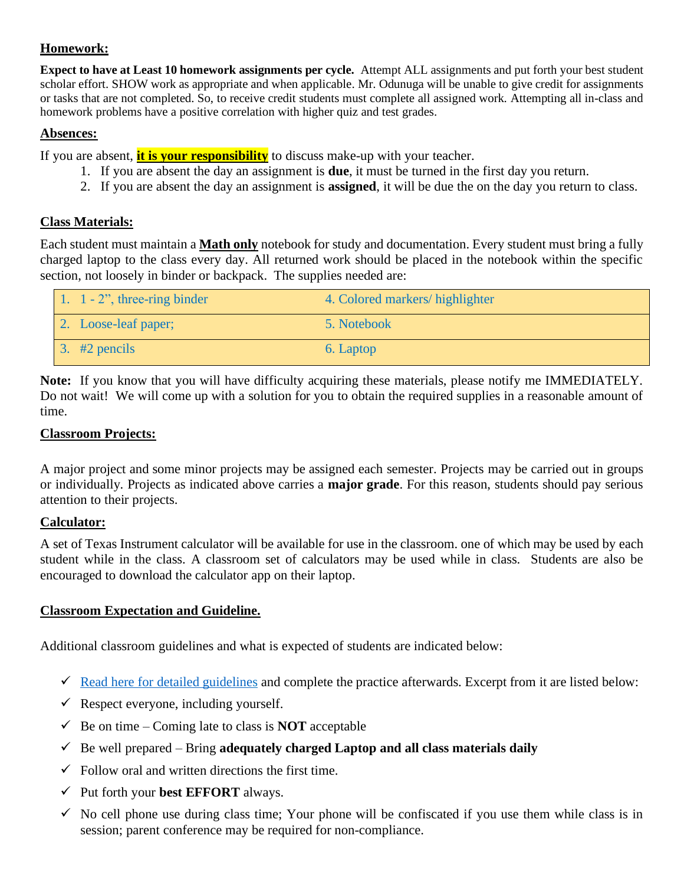**Homework:**

**Expect to have at Least 10 homework assignments per cycle.** Attempt ALL assignments and put forth your best student scholar effort. SHOW work as appropriate and when applicable. Mr. Odunuga will be unable to give credit for assignments or tasks that are not completed. So, to receive credit students must complete all assigned work. Attempting all in-class and homework problems have a positive correlation with higher quiz and test grades.

**Absences:**

If you are absent, **it is your responsibility** to discuss make-up with your teacher.

1. If you are absent the day an assignment is **due**, it must be turned in the first day you return.
2. If you are absent the day an assignment is **assigned**, it will be due the on the day you return to class.

**Class Materials:**

Each student must maintain a **Math only** notebook for study and documentation. Every student must bring a fully charged laptop to the class every day. All returned work should be placed in the notebook within the specific section, not loosely in binder or backpack. The supplies needed are:

| | |
|---|---|
| 1. 1 - 2", three-ring binder | 4. Colored markers/ highlighter |
| 2. Loose-leaf paper; | 5. Notebook |
| 3. #2 pencils | 6. Laptop |

**Note:** If you know that you will have difficulty acquiring these materials, please notify me IMMEDIATELY. Do not wait! We will come up with a solution for you to obtain the required supplies in a reasonable amount of time.

**Classroom Projects:**

A major project and some minor projects may be assigned each semester. Projects may be carried out in groups or individually. Projects as indicated above carries a **major grade**. For this reason, students should pay serious attention to their projects.

**Calculator:**

A set of Texas Instrument calculator will be available for use in the classroom. one of which may be used by each student while in the class. A classroom set of calculators may be used while in class. Students are also be encouraged to download the calculator app on their laptop.

**Classroom Expectation and Guideline.**

Additional classroom guidelines and what is expected of students are indicated below:

- ✓ Read here for detailed guidelines and complete the practice afterwards. Excerpt from it are listed below:
- ✓ Respect everyone, including yourself.
- ✓ Be on time – Coming late to class is **NOT** acceptable
- ✓ Be well prepared – Bring **adequately charged Laptop and all class materials daily**
- ✓ Follow oral and written directions the first time.
- ✓ Put forth your **best EFFORT** always.
- ✓ No cell phone use during class time; Your phone will be confiscated if you use them while class is in session; parent conference may be required for non-compliance.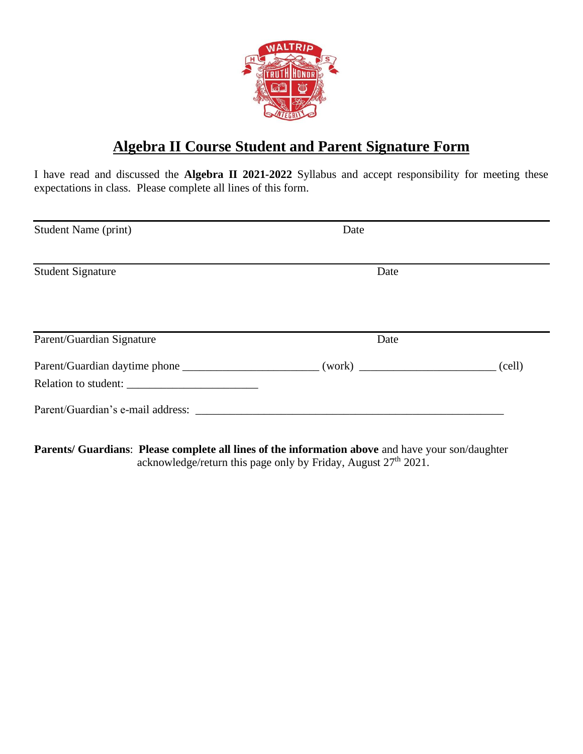# Algebra II Course Student and Parent Signature Form

I have read and discussed the **Algebra II 2021-2022** Syllabus and accept responsibility for meeting these expectations in class. Please complete all lines of this form.

Student Name (print) Date

Student Signature Date

Parent/Guardian Signature Date

Parent/Guardian daytime phone ________________________ (work) ________________________ (cell)

Relation to student: ______________________

Parent/Guardian's e-mail address: ________________________________________________________

**Parents/ Guardians**: **Please complete all lines of the information above** and have your son/daughter acknowledge/return this page only by Friday, August 27th 2021.